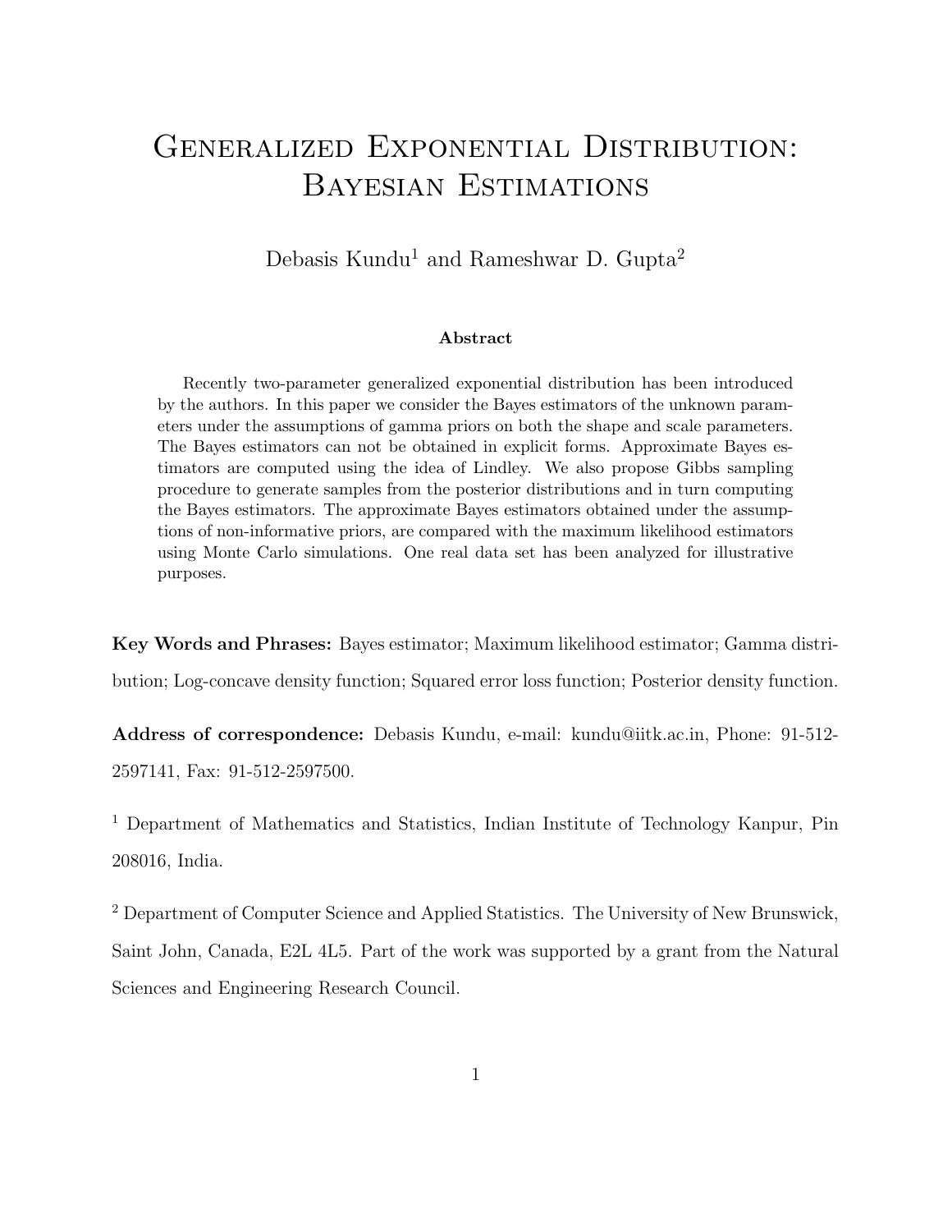# Generalized Exponential Distribution: Bayesian Estimations

Debasis Kundu[1] and Rameshwar D. Gupta[2]

### Abstract

Recently two-parameter generalized exponential distribution has been introduced by the authors. In this paper we consider the Bayes estimators of the unknown parameters under the assumptions of gamma priors on both the shape and scale parameters. The Bayes estimators can not be obtained in explicit forms. Approximate Bayes estimators are computed using the idea of Lindley. We also propose Gibbs sampling procedure to generate samples from the posterior distributions and in turn computing the Bayes estimators. The approximate Bayes estimators obtained under the assumptions of non-informative priors, are compared with the maximum likelihood estimators using Monte Carlo simulations. One real data set has been analyzed for illustrative purposes.

**Key Words and Phrases:** Bayes estimator; Maximum likelihood estimator; Gamma distribution; Log-concave density function; Squared error loss function; Posterior density function.

**Address of correspondence:** Debasis Kundu, e-mail: kundu@iitk.ac.in, Phone: 91-512-2597141, Fax: 91-512-2597500.

[1] Department of Mathematics and Statistics, Indian Institute of Technology Kanpur, Pin 208016, India.

[2] Department of Computer Science and Applied Statistics. The University of New Brunswick, Saint John, Canada, E2L 4L5. Part of the work was supported by a grant from the Natural Sciences and Engineering Research Council.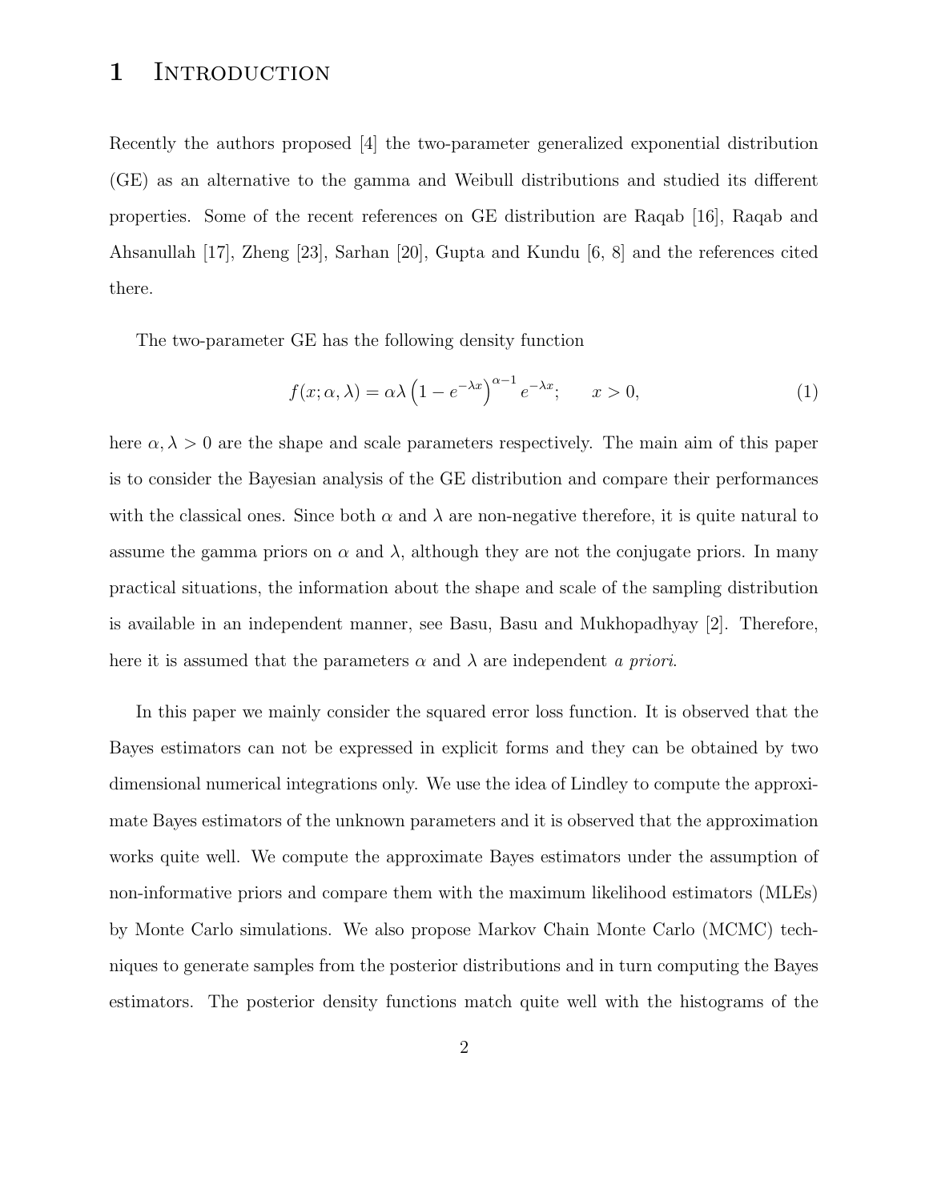# 1 Introduction

Recently the authors proposed [4] the two-parameter generalized exponential distribution (GE) as an alternative to the gamma and Weibull distributions and studied its different properties. Some of the recent references on GE distribution are Raqab [16], Raqab and Ahsanullah [17], Zheng [23], Sarhan [20], Gupta and Kundu [6, 8] and the references cited there.

The two-parameter GE has the following density function

$$f(x; \alpha, \lambda) = \alpha\lambda \left(1 - e^{-\lambda x}\right)^{\alpha - 1} e^{-\lambda x}; \qquad x > 0, \tag{1}$$

here $\alpha, \lambda > 0$ are the shape and scale parameters respectively. The main aim of this paper is to consider the Bayesian analysis of the GE distribution and compare their performances with the classical ones. Since both $\alpha$ and $\lambda$ are non-negative therefore, it is quite natural to assume the gamma priors on $\alpha$ and $\lambda$, although they are not the conjugate priors. In many practical situations, the information about the shape and scale of the sampling distribution is available in an independent manner, see Basu, Basu and Mukhopadhyay [2]. Therefore, here it is assumed that the parameters $\alpha$ and $\lambda$ are independent *a priori*.

In this paper we mainly consider the squared error loss function. It is observed that the Bayes estimators can not be expressed in explicit forms and they can be obtained by two dimensional numerical integrations only. We use the idea of Lindley to compute the approximate Bayes estimators of the unknown parameters and it is observed that the approximation works quite well. We compute the approximate Bayes estimators under the assumption of non-informative priors and compare them with the maximum likelihood estimators (MLEs) by Monte Carlo simulations. We also propose Markov Chain Monte Carlo (MCMC) techniques to generate samples from the posterior distributions and in turn computing the Bayes estimators. The posterior density functions match quite well with the histograms of the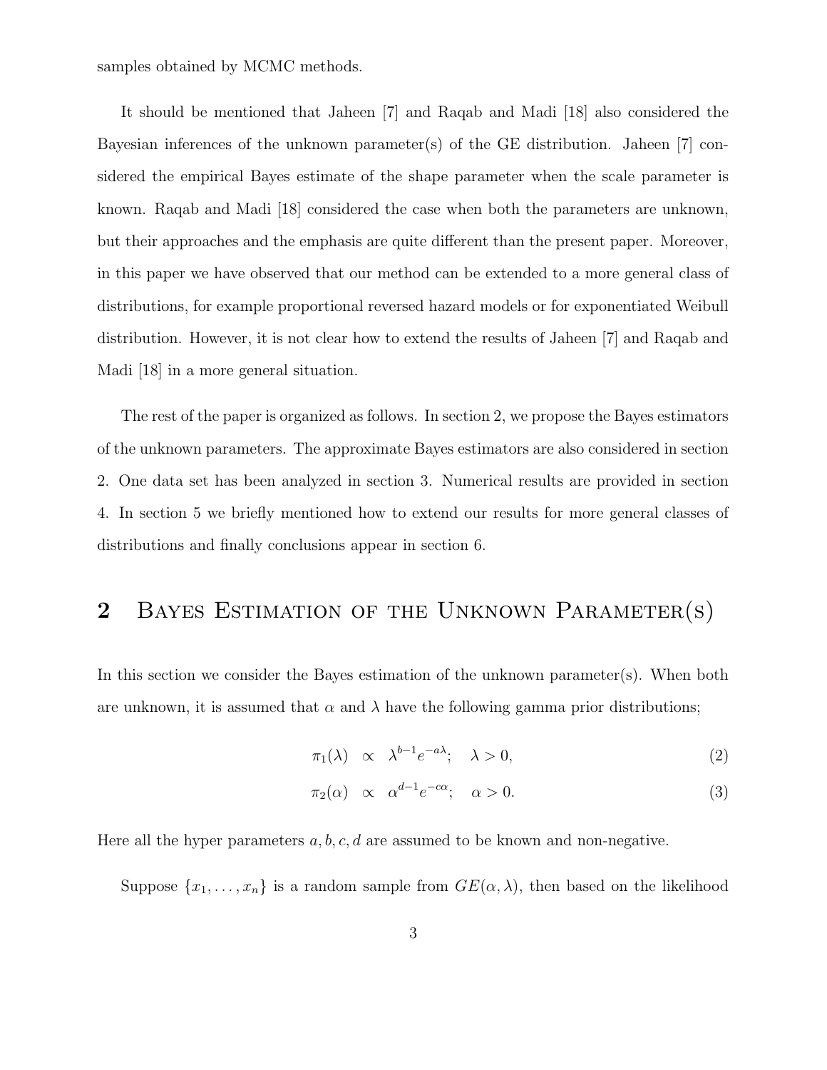samples obtained by MCMC methods.

It should be mentioned that Jaheen [7] and Raqab and Madi [18] also considered the Bayesian inferences of the unknown parameter(s) of the GE distribution. Jaheen [7] considered the empirical Bayes estimate of the shape parameter when the scale parameter is known. Raqab and Madi [18] considered the case when both the parameters are unknown, but their approaches and the emphasis are quite different than the present paper. Moreover, in this paper we have observed that our method can be extended to a more general class of distributions, for example proportional reversed hazard models or for exponentiated Weibull distribution. However, it is not clear how to extend the results of Jaheen [7] and Raqab and Madi [18] in a more general situation.

The rest of the paper is organized as follows. In section 2, we propose the Bayes estimators of the unknown parameters. The approximate Bayes estimators are also considered in section 2. One data set has been analyzed in section 3. Numerical results are provided in section 4. In section 5 we briefly mentioned how to extend our results for more general classes of distributions and finally conclusions appear in section 6.

## 2 Bayes Estimation of the Unknown Parameter(s)

In this section we consider the Bayes estimation of the unknown parameter(s). When both are unknown, it is assumed that $\alpha$ and $\lambda$ have the following gamma prior distributions;

$$\pi_1(\lambda) \propto \lambda^{b-1} e^{-a\lambda}; \quad \lambda > 0, \tag{2}$$

$$\pi_2(\alpha) \propto \alpha^{d-1} e^{-c\alpha}; \quad \alpha > 0. \tag{3}$$

Here all the hyper parameters $a, b, c, d$ are assumed to be known and non-negative.

Suppose $\{x_1, \ldots, x_n\}$ is a random sample from $GE(\alpha, \lambda)$, then based on the likelihood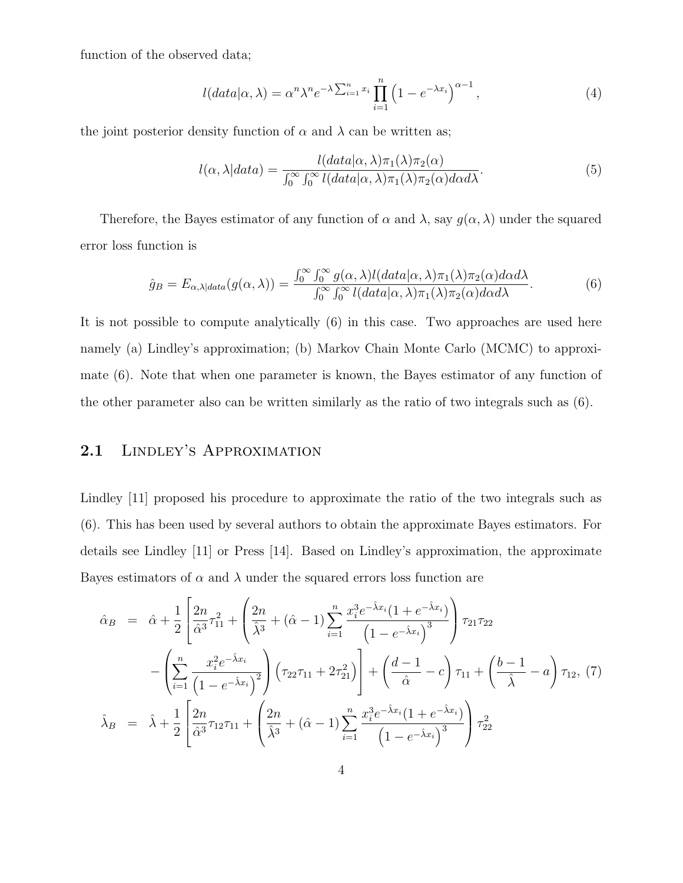function of the observed data;

$$l(data|\alpha, \lambda) = \alpha^n \lambda^n e^{-\lambda \sum_{i=1}^n x_i} \prod_{i=1}^n \left(1 - e^{-\lambda x_i}\right)^{\alpha - 1}, \tag{4}$$

the joint posterior density function of $\alpha$ and $\lambda$ can be written as;

$$l(\alpha, \lambda|data) = \frac{l(data|\alpha, \lambda)\pi_1(\lambda)\pi_2(\alpha)}{\int_0^\infty \int_0^\infty l(data|\alpha, \lambda)\pi_1(\lambda)\pi_2(\alpha) d\alpha d\lambda}. \tag{5}$$

Therefore, the Bayes estimator of any function of $\alpha$ and $\lambda$, say $g(\alpha, \lambda)$ under the squared error loss function is

$$\hat{g}_B = E_{\alpha,\lambda|data}(g(\alpha, \lambda)) = \frac{\int_0^\infty \int_0^\infty g(\alpha, \lambda) l(data|\alpha, \lambda)\pi_1(\lambda)\pi_2(\alpha) d\alpha d\lambda}{\int_0^\infty \int_0^\infty l(data|\alpha, \lambda)\pi_1(\lambda)\pi_2(\alpha) d\alpha d\lambda}. \tag{6}$$

It is not possible to compute analytically (6) in this case. Two approaches are used here namely (a) Lindley's approximation; (b) Markov Chain Monte Carlo (MCMC) to approximate (6). Note that when one parameter is known, the Bayes estimator of any function of the other parameter also can be written similarly as the ratio of two integrals such as (6).

## 2.1 Lindley's Approximation

Lindley [11] proposed his procedure to approximate the ratio of the two integrals such as (6). This has been used by several authors to obtain the approximate Bayes estimators. For details see Lindley [11] or Press [14]. Based on Lindley's approximation, the approximate Bayes estimators of $\alpha$ and $\lambda$ under the squared errors loss function are

$$\begin{aligned}
\hat{\alpha}_B &= \hat{\alpha} + \frac{1}{2}\left[\frac{2n}{\hat{\alpha}^3}\tau_{11}^2 + \left(\frac{2n}{\hat{\lambda}^3} + (\hat{\alpha} - 1)\sum_{i=1}^n \frac{x_i^3 e^{-\hat{\lambda} x_i}(1 + e^{-\hat{\lambda} x_i})}{\left(1 - e^{-\hat{\lambda} x_i}\right)^3}\right)\tau_{21}\tau_{22}\right. \\
&\quad \left. - \left(\sum_{i=1}^n \frac{x_i^2 e^{-\hat{\lambda} x_i}}{\left(1 - e^{-\hat{\lambda} x_i}\right)^2}\right)\left(\tau_{22}\tau_{11} + 2\tau_{21}^2\right)\right] + \left(\frac{d-1}{\hat{\alpha}} - c\right)\tau_{11} + \left(\frac{b-1}{\hat{\lambda}} - a\right)\tau_{12}, \quad (7) \\
\hat{\lambda}_B &= \hat{\lambda} + \frac{1}{2}\left[\frac{2n}{\hat{\alpha}^3}\tau_{12}\tau_{11} + \left(\frac{2n}{\hat{\lambda}^3} + (\hat{\alpha} - 1)\sum_{i=1}^n \frac{x_i^3 e^{-\hat{\lambda} x_i}(1 + e^{-\hat{\lambda} x_i})}{\left(1 - e^{-\hat{\lambda} x_i}\right)^3}\right)\tau_{22}^2\right.
\end{aligned}$$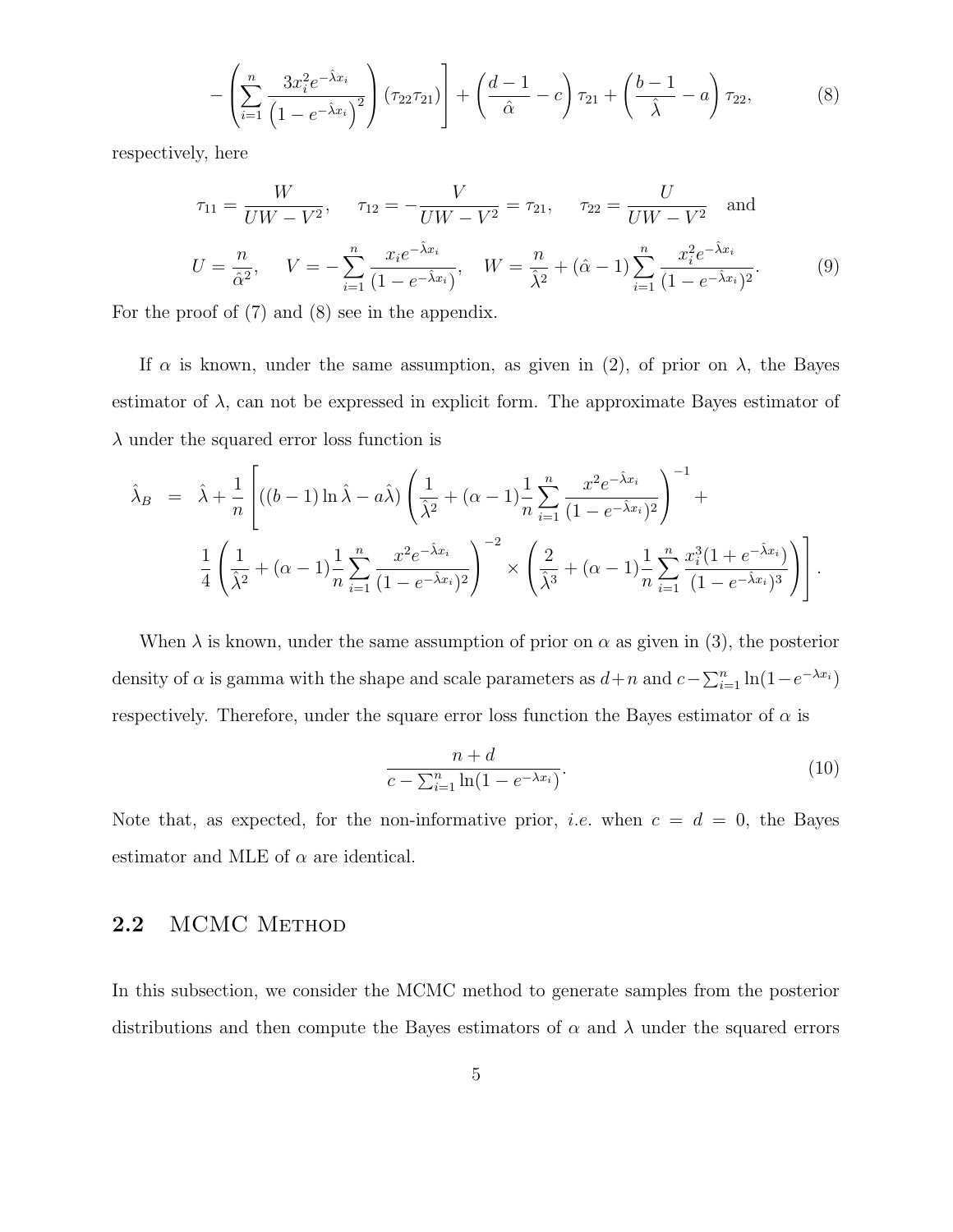$$
- \left( \sum_{i=1}^{n} \frac{3x_i^2 e^{-\hat{\lambda} x_i}}{\left(1 - e^{-\hat{\lambda} x_i}\right)^2} \right) (\tau_{22}\tau_{21}) \Bigg] + \left( \frac{d-1}{\hat{\alpha}} - c \right) \tau_{21} + \left( \frac{b-1}{\hat{\lambda}} - a \right) \tau_{22}, \tag{8}
$$

respectively, here

$$
\tau_{11} = \frac{W}{UW - V^2}, \quad \tau_{12} = -\frac{V}{UW - V^2} = \tau_{21}, \quad \tau_{22} = \frac{U}{UW - V^2} \quad \text{and}
$$

$$
U = \frac{n}{\hat{\alpha}^2}, \quad V = -\sum_{i=1}^{n} \frac{x_i e^{-\hat{\lambda} x_i}}{(1 - e^{-\hat{\lambda} x_i})}, \quad W = \frac{n}{\hat{\lambda}^2} + (\hat{\alpha} - 1) \sum_{i=1}^{n} \frac{x_i^2 e^{-\hat{\lambda} x_i}}{(1 - e^{-\hat{\lambda} x_i})^2}. \tag{9}
$$

For the proof of (7) and (8) see in the appendix.

If $\alpha$ is known, under the same assumption, as given in (2), of prior on $\lambda$, the Bayes estimator of $\lambda$, can not be expressed in explicit form. The approximate Bayes estimator of $\lambda$ under the squared error loss function is

$$
\begin{aligned}
\hat{\lambda}_B &= \hat{\lambda} + \frac{1}{n} \Bigg[ ((b-1)\ln \hat{\lambda} - a\hat{\lambda}) \left( \frac{1}{\hat{\lambda}^2} + (\alpha - 1) \frac{1}{n} \sum_{i=1}^{n} \frac{x^2 e^{-\hat{\lambda} x_i}}{(1 - e^{-\hat{\lambda} x_i})^2} \right)^{-1} + \\
&\quad \frac{1}{4} \left( \frac{1}{\hat{\lambda}^2} + (\alpha - 1) \frac{1}{n} \sum_{i=1}^{n} \frac{x^2 e^{-\hat{\lambda} x_i}}{(1 - e^{-\hat{\lambda} x_i})^2} \right)^{-2} \times \left( \frac{2}{\hat{\lambda}^3} + (\alpha - 1) \frac{1}{n} \sum_{i=1}^{n} \frac{x_i^3 (1 + e^{-\hat{\lambda} x_i})}{(1 - e^{-\hat{\lambda} x_i})^3} \right) \Bigg].
\end{aligned}
$$

When $\lambda$ is known, under the same assumption of prior on $\alpha$ as given in (3), the posterior density of $\alpha$ is gamma with the shape and scale parameters as $d+n$ and $c - \sum_{i=1}^{n} \ln(1 - e^{-\lambda x_i})$ respectively. Therefore, under the square error loss function the Bayes estimator of $\alpha$ is

$$
\frac{n + d}{c - \sum_{i=1}^{n} \ln(1 - e^{-\lambda x_i})}. \tag{10}
$$

Note that, as expected, for the non-informative prior, *i.e.* when $c = d = 0$, the Bayes estimator and MLE of $\alpha$ are identical.

## 2.2 MCMC Method

In this subsection, we consider the MCMC method to generate samples from the posterior distributions and then compute the Bayes estimators of $\alpha$ and $\lambda$ under the squared errors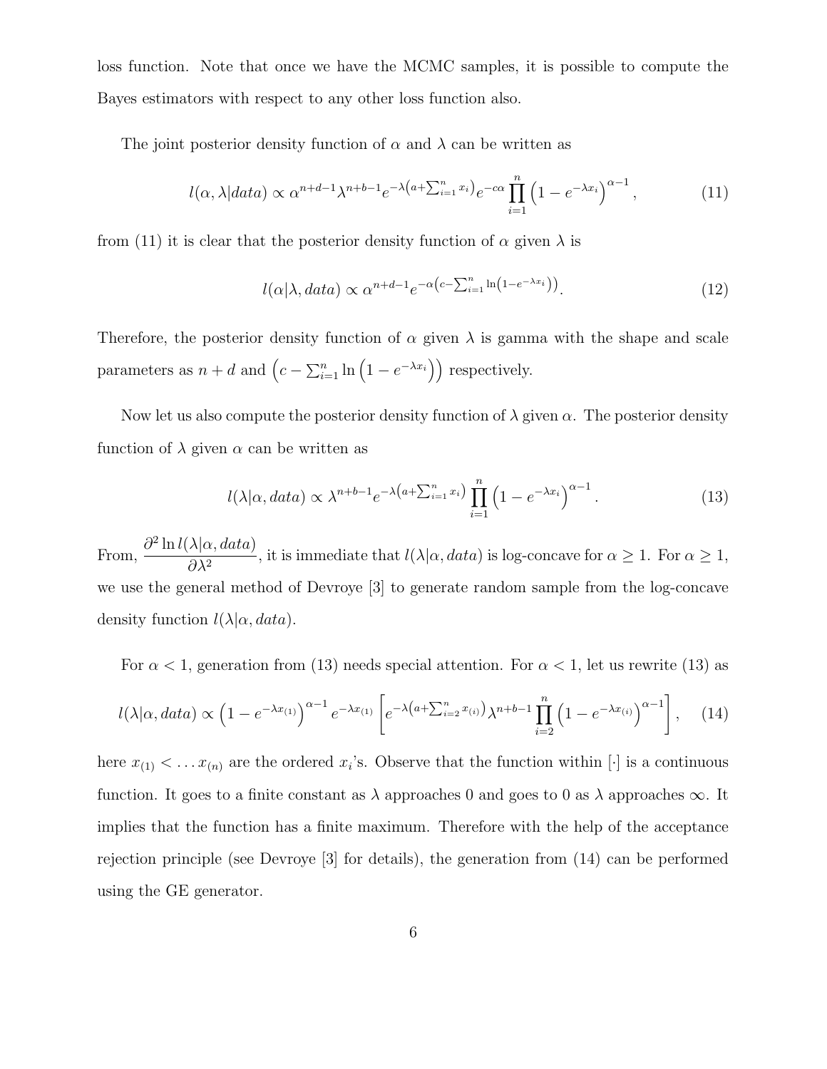loss function. Note that once we have the MCMC samples, it is possible to compute the Bayes estimators with respect to any other loss function also.

The joint posterior density function of $\alpha$ and $\lambda$ can be written as

$$l(\alpha, \lambda|data) \propto \alpha^{n+d-1}\lambda^{n+b-1}e^{-\lambda\left(a+\sum_{i=1}^{n} x_i\right)}e^{-c\alpha}\prod_{i=1}^{n}\left(1-e^{-\lambda x_i}\right)^{\alpha-1}, \tag{11}$$

from (11) it is clear that the posterior density function of $\alpha$ given $\lambda$ is

$$l(\alpha|\lambda, data) \propto \alpha^{n+d-1}e^{-\alpha\left(c-\sum_{i=1}^{n}\ln\left(1-e^{-\lambda x_i}\right)\right)}. \tag{12}$$

Therefore, the posterior density function of $\alpha$ given $\lambda$ is gamma with the shape and scale parameters as $n+d$ and $\left(c-\sum_{i=1}^{n}\ln\left(1-e^{-\lambda x_i}\right)\right)$ respectively.

Now let us also compute the posterior density function of $\lambda$ given $\alpha$. The posterior density function of $\lambda$ given $\alpha$ can be written as

$$l(\lambda|\alpha, data) \propto \lambda^{n+b-1}e^{-\lambda\left(a+\sum_{i=1}^{n} x_i\right)}\prod_{i=1}^{n}\left(1-e^{-\lambda x_i}\right)^{\alpha-1}. \tag{13}$$

From, $\dfrac{\partial^2 \ln l(\lambda|\alpha, data)}{\partial \lambda^2}$, it is immediate that $l(\lambda|\alpha, data)$ is log-concave for $\alpha \geq 1$. For $\alpha \geq 1$, we use the general method of Devroye [3] to generate random sample from the log-concave density function $l(\lambda|\alpha, data)$.

For $\alpha < 1$, generation from (13) needs special attention. For $\alpha < 1$, let us rewrite (13) as

$$l(\lambda|\alpha, data) \propto \left(1-e^{-\lambda x_{(1)}}\right)^{\alpha-1}e^{-\lambda x_{(1)}}\left[e^{-\lambda\left(a+\sum_{i=2}^{n} x_{(i)}\right)}\lambda^{n+b-1}\prod_{i=2}^{n}\left(1-e^{-\lambda x_{(i)}}\right)^{\alpha-1}\right], \tag{14}$$

here $x_{(1)} < \ldots x_{(n)}$ are the ordered $x_i$'s. Observe that the function within $[\cdot]$ is a continuous function. It goes to a finite constant as $\lambda$ approaches 0 and goes to 0 as $\lambda$ approaches $\infty$. It implies that the function has a finite maximum. Therefore with the help of the acceptance rejection principle (see Devroye [3] for details), the generation from (14) can be performed using the GE generator.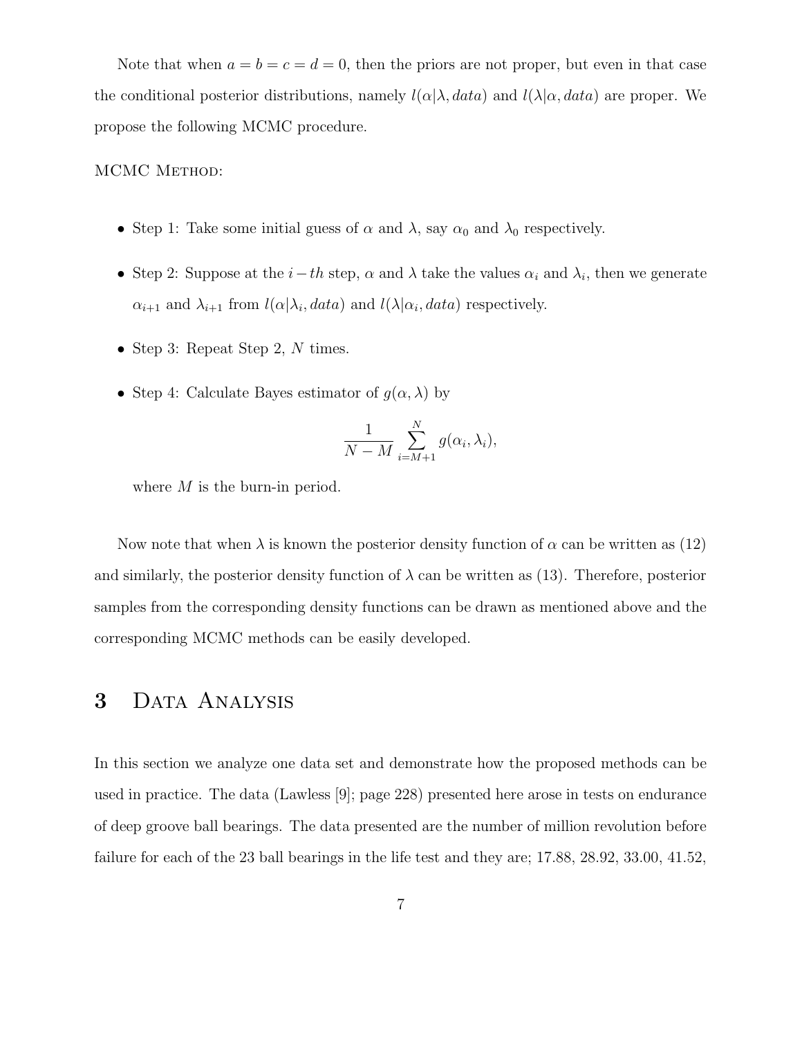Note that when $a = b = c = d = 0$, then the priors are not proper, but even in that case the conditional posterior distributions, namely $l(\alpha|\lambda, data)$ and $l(\lambda|\alpha, data)$ are proper. We propose the following MCMC procedure.

MCMC Method:

- Step 1: Take some initial guess of $\alpha$ and $\lambda$, say $\alpha_0$ and $\lambda_0$ respectively.
- Step 2: Suppose at the $i-th$ step, $\alpha$ and $\lambda$ take the values $\alpha_i$ and $\lambda_i$, then we generate $\alpha_{i+1}$ and $\lambda_{i+1}$ from $l(\alpha|\lambda_i, data)$ and $l(\lambda|\alpha_i, data)$ respectively.
- Step 3: Repeat Step 2, $N$ times.
- Step 4: Calculate Bayes estimator of $g(\alpha, \lambda)$ by

$$\frac{1}{N-M}\sum_{i=M+1}^{N} g(\alpha_i, \lambda_i),$$

  where $M$ is the burn-in period.

Now note that when $\lambda$ is known the posterior density function of $\alpha$ can be written as (12) and similarly, the posterior density function of $\lambda$ can be written as (13). Therefore, posterior samples from the corresponding density functions can be drawn as mentioned above and the corresponding MCMC methods can be easily developed.

# 3 Data Analysis

In this section we analyze one data set and demonstrate how the proposed methods can be used in practice. The data (Lawless [9]; page 228) presented here arose in tests on endurance of deep groove ball bearings. The data presented are the number of million revolution before failure for each of the 23 ball bearings in the life test and they are; 17.88, 28.92, 33.00, 41.52,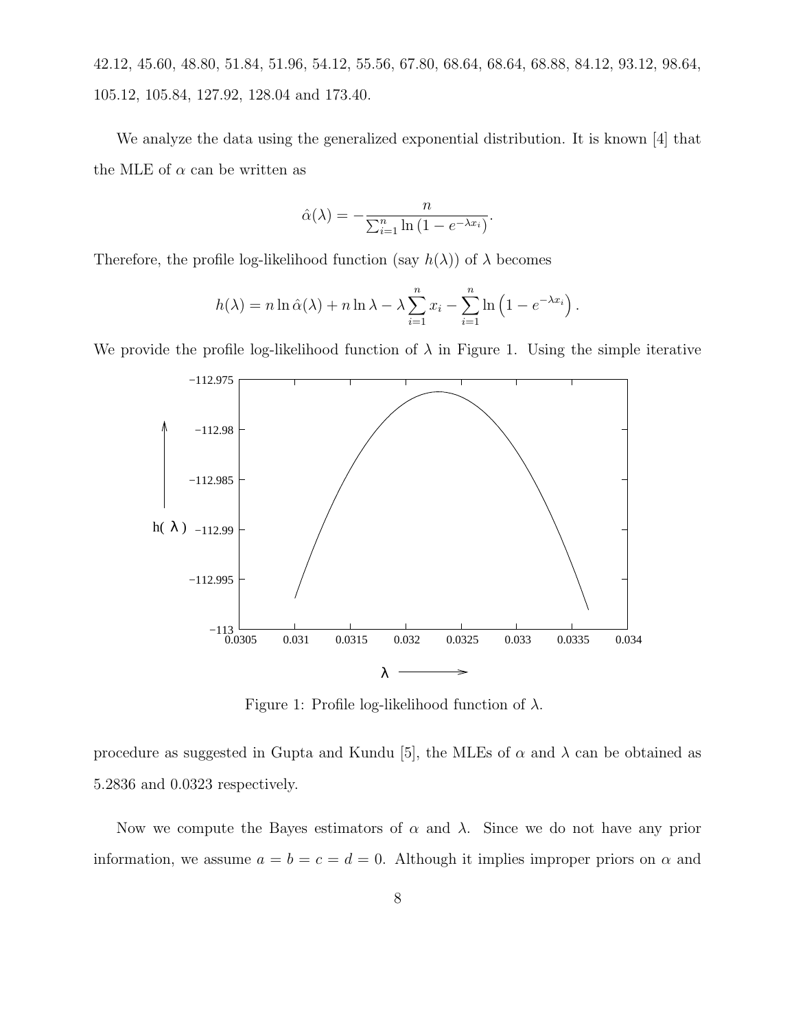42.12, 45.60, 48.80, 51.84, 51.96, 54.12, 55.56, 67.80, 68.64, 68.64, 68.88, 84.12, 93.12, 98.64, 105.12, 105.84, 127.92, 128.04 and 173.40.

We analyze the data using the generalized exponential distribution. It is known [4] that the MLE of $\alpha$ can be written as

$$\hat{\alpha}(\lambda) = -\frac{n}{\sum_{i=1}^{n} \ln\left(1 - e^{-\lambda x_i}\right)}.$$

Therefore, the profile log-likelihood function (say $h(\lambda)$) of $\lambda$ becomes

$$h(\lambda) = n \ln \hat{\alpha}(\lambda) + n \ln \lambda - \lambda \sum_{i=1}^{n} x_i - \sum_{i=1}^{n} \ln\left(1 - e^{-\lambda x_i}\right).$$

We provide the profile log-likelihood function of $\lambda$ in Figure 1. Using the simple iterative procedure as suggested in Gupta and Kundu [5], the MLEs of $\alpha$ and $\lambda$ can be obtained as 5.2836 and 0.0323 respectively.

Figure 1: Profile log-likelihood function of $\lambda$.

Now we compute the Bayes estimators of $\alpha$ and $\lambda$. Since we do not have any prior information, we assume $a = b = c = d = 0$. Although it implies improper priors on $\alpha$ and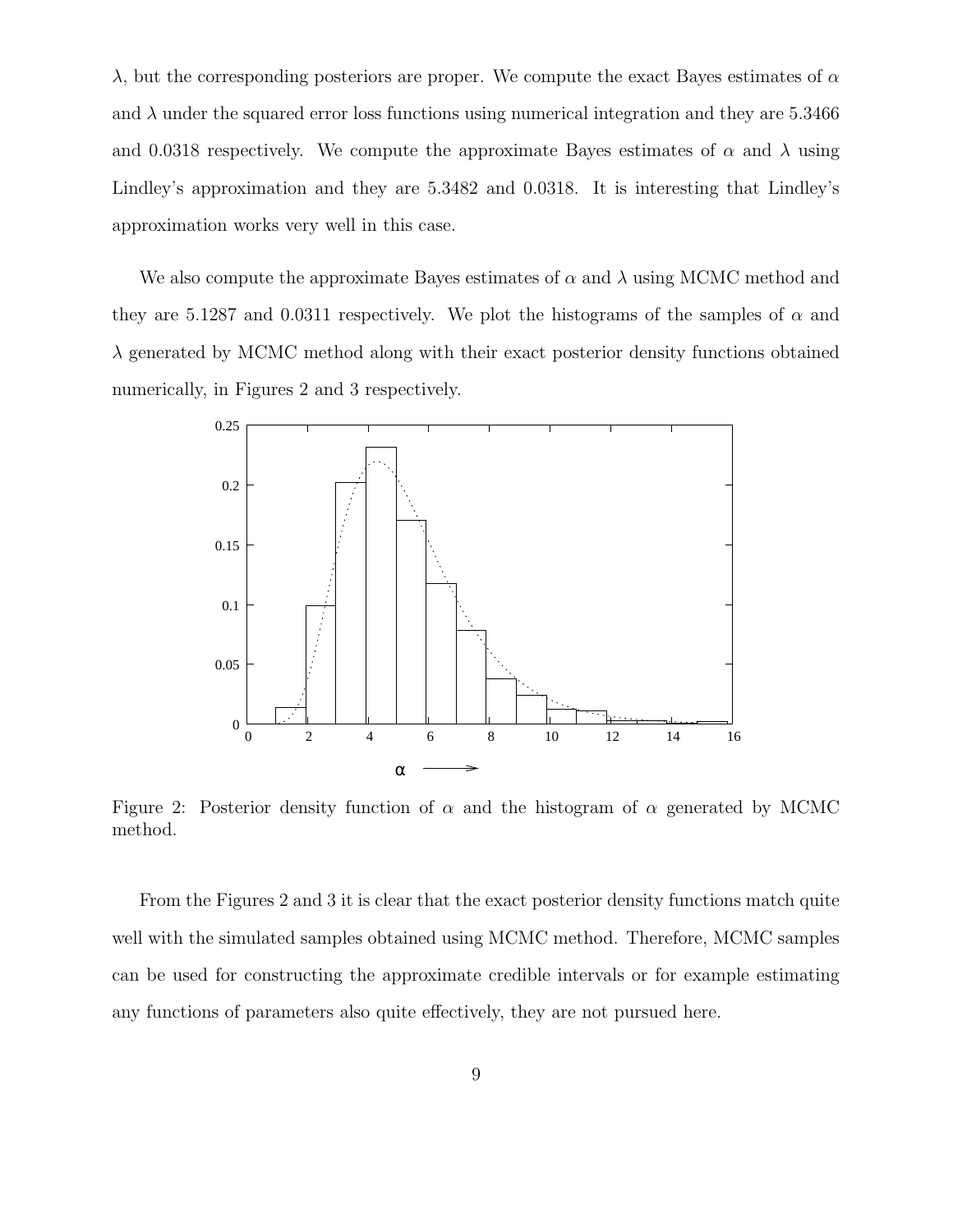$\lambda$, but the corresponding posteriors are proper. We compute the exact Bayes estimates of $\alpha$ and $\lambda$ under the squared error loss functions using numerical integration and they are 5.3466 and 0.0318 respectively. We compute the approximate Bayes estimates of $\alpha$ and $\lambda$ using Lindley's approximation and they are 5.3482 and 0.0318. It is interesting that Lindley's approximation works very well in this case.

We also compute the approximate Bayes estimates of $\alpha$ and $\lambda$ using MCMC method and they are 5.1287 and 0.0311 respectively. We plot the histograms of the samples of $\alpha$ and $\lambda$ generated by MCMC method along with their exact posterior density functions obtained numerically, in Figures 2 and 3 respectively.

Figure 2: Posterior density function of $\alpha$ and the histogram of $\alpha$ generated by MCMC method.

From the Figures 2 and 3 it is clear that the exact posterior density functions match quite well with the simulated samples obtained using MCMC method. Therefore, MCMC samples can be used for constructing the approximate credible intervals or for example estimating any functions of parameters also quite effectively, they are not pursued here.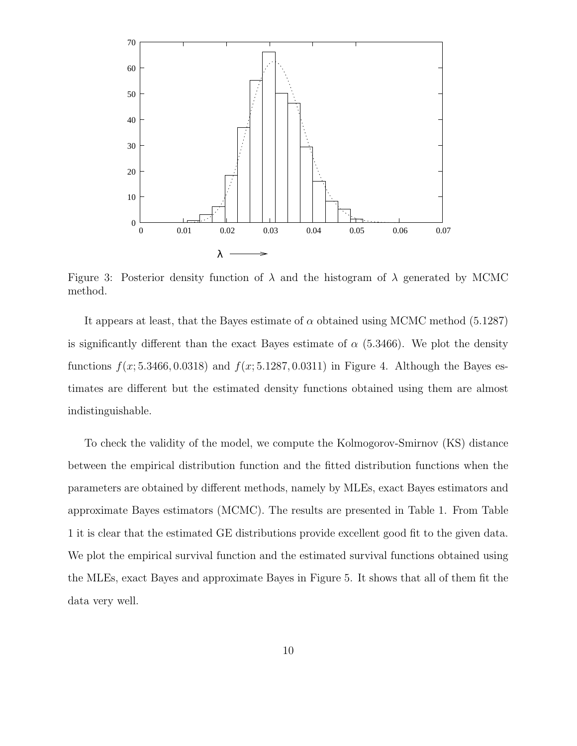Figure 3: Posterior density function of $\lambda$ and the histogram of $\lambda$ generated by MCMC method.

It appears at least, that the Bayes estimate of $\alpha$ obtained using MCMC method (5.1287) is significantly different than the exact Bayes estimate of $\alpha$ (5.3466). We plot the density functions $f(x; 5.3466, 0.0318)$ and $f(x; 5.1287, 0.0311)$ in Figure 4. Although the Bayes estimates are different but the estimated density functions obtained using them are almost indistinguishable.

To check the validity of the model, we compute the Kolmogorov-Smirnov (KS) distance between the empirical distribution function and the fitted distribution functions when the parameters are obtained by different methods, namely by MLEs, exact Bayes estimators and approximate Bayes estimators (MCMC). The results are presented in Table 1. From Table 1 it is clear that the estimated GE distributions provide excellent good fit to the given data. We plot the empirical survival function and the estimated survival functions obtained using the MLEs, exact Bayes and approximate Bayes in Figure 5. It shows that all of them fit the data very well.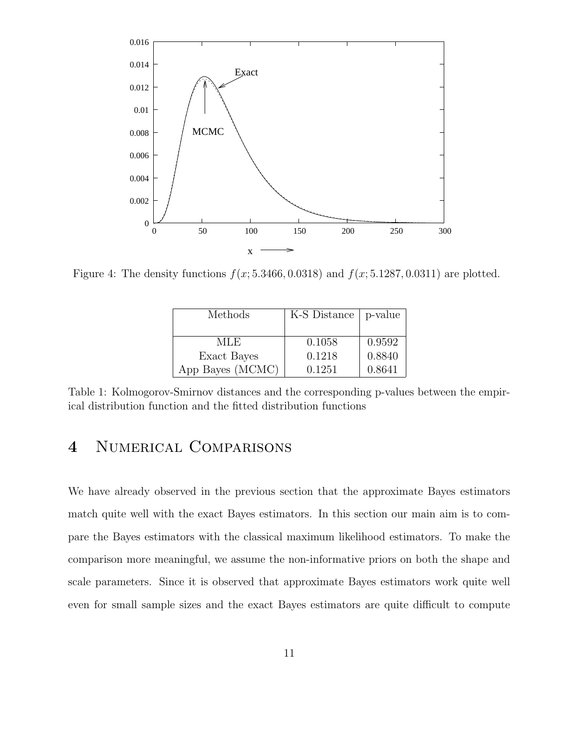Figure 4: The density functions $f(x; 5.3466, 0.0318)$ and $f(x; 5.1287, 0.0311)$ are plotted.

| Methods | K-S Distance | p-value |
|---|---|---|
| MLE | 0.1058 | 0.9592 |
| Exact Bayes | 0.1218 | 0.8840 |
| App Bayes (MCMC) | 0.1251 | 0.8641 |

Table 1: Kolmogorov-Smirnov distances and the corresponding p-values between the empirical distribution function and the fitted distribution functions

# 4 Numerical Comparisons

We have already observed in the previous section that the approximate Bayes estimators match quite well with the exact Bayes estimators. In this section our main aim is to compare the Bayes estimators with the classical maximum likelihood estimators. To make the comparison more meaningful, we assume the non-informative priors on both the shape and scale parameters. Since it is observed that approximate Bayes estimators work quite well even for small sample sizes and the exact Bayes estimators are quite difficult to compute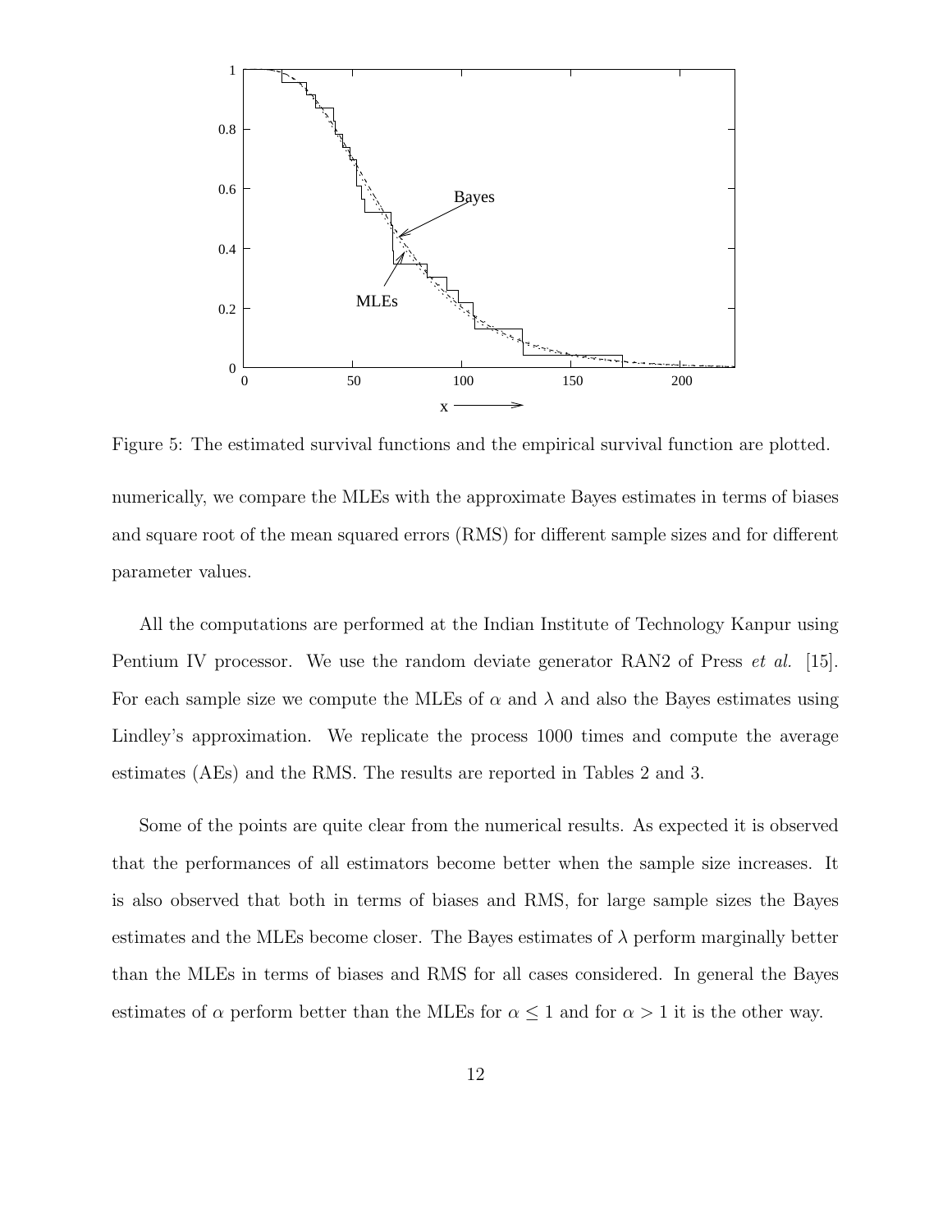Figure 5: The estimated survival functions and the empirical survival function are plotted.

numerically, we compare the MLEs with the approximate Bayes estimates in terms of biases and square root of the mean squared errors (RMS) for different sample sizes and for different parameter values.

All the computations are performed at the Indian Institute of Technology Kanpur using Pentium IV processor. We use the random deviate generator RAN2 of Press *et al.* [15]. For each sample size we compute the MLEs of $\alpha$ and $\lambda$ and also the Bayes estimates using Lindley's approximation. We replicate the process 1000 times and compute the average estimates (AEs) and the RMS. The results are reported in Tables 2 and 3.

Some of the points are quite clear from the numerical results. As expected it is observed that the performances of all estimators become better when the sample size increases. It is also observed that both in terms of biases and RMS, for large sample sizes the Bayes estimates and the MLEs become closer. The Bayes estimates of $\lambda$ perform marginally better than the MLEs in terms of biases and RMS for all cases considered. In general the Bayes estimates of $\alpha$ perform better than the MLEs for $\alpha \leq 1$ and for $\alpha > 1$ it is the other way.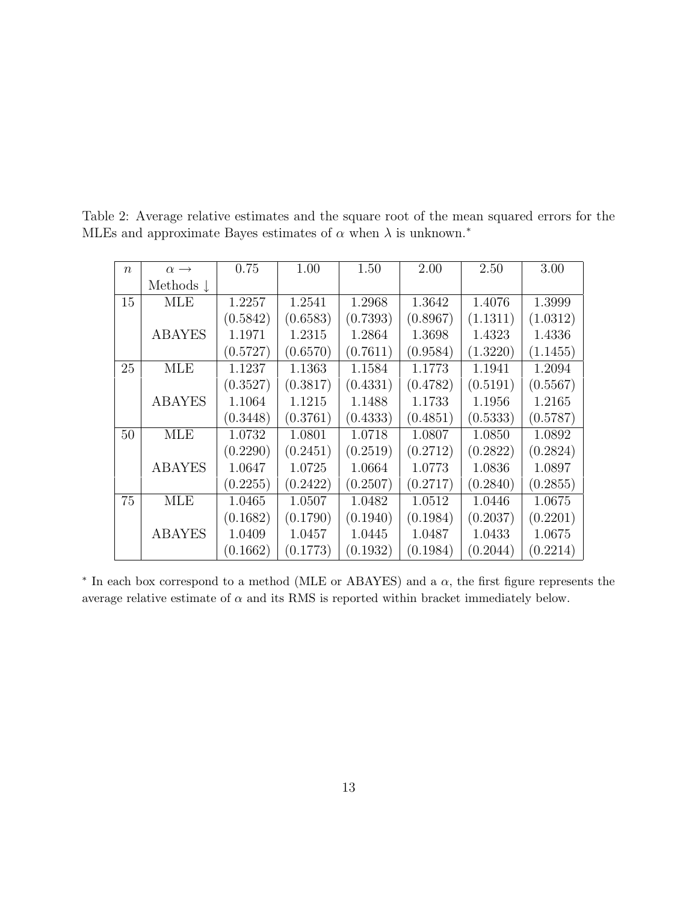Table 2: Average relative estimates and the square root of the mean squared errors for the MLEs and approximate Bayes estimates of $\alpha$ when $\lambda$ is unknown.*

| $n$ | $\alpha \rightarrow$ / Methods $\downarrow$ | 0.75 | 1.00 | 1.50 | 2.00 | 2.50 | 3.00 |
|---|---|---|---|---|---|---|---|
| 15 | MLE | 1.2257 | 1.2541 | 1.2968 | 1.3642 | 1.4076 | 1.3999 |
| | | (0.5842) | (0.6583) | (0.7393) | (0.8967) | (1.1311) | (1.0312) |
| | ABAYES | 1.1971 | 1.2315 | 1.2864 | 1.3698 | 1.4323 | 1.4336 |
| | | (0.5727) | (0.6570) | (0.7611) | (0.9584) | (1.3220) | (1.1455) |
| 25 | MLE | 1.1237 | 1.1363 | 1.1584 | 1.1773 | 1.1941 | 1.2094 |
| | | (0.3527) | (0.3817) | (0.4331) | (0.4782) | (0.5191) | (0.5567) |
| | ABAYES | 1.1064 | 1.1215 | 1.1488 | 1.1733 | 1.1956 | 1.2165 |
| | | (0.3448) | (0.3761) | (0.4333) | (0.4851) | (0.5333) | (0.5787) |
| 50 | MLE | 1.0732 | 1.0801 | 1.0718 | 1.0807 | 1.0850 | 1.0892 |
| | | (0.2290) | (0.2451) | (0.2519) | (0.2712) | (0.2822) | (0.2824) |
| | ABAYES | 1.0647 | 1.0725 | 1.0664 | 1.0773 | 1.0836 | 1.0897 |
| | | (0.2255) | (0.2422) | (0.2507) | (0.2717) | (0.2840) | (0.2855) |
| 75 | MLE | 1.0465 | 1.0507 | 1.0482 | 1.0512 | 1.0446 | 1.0675 |
| | | (0.1682) | (0.1790) | (0.1940) | (0.1984) | (0.2037) | (0.2201) |
| | ABAYES | 1.0409 | 1.0457 | 1.0445 | 1.0487 | 1.0433 | 1.0675 |
| | | (0.1662) | (0.1773) | (0.1932) | (0.1984) | (0.2044) | (0.2214) |

* In each box correspond to a method (MLE or ABAYES) and a $\alpha$, the first figure represents the average relative estimate of $\alpha$ and its RMS is reported within bracket immediately below.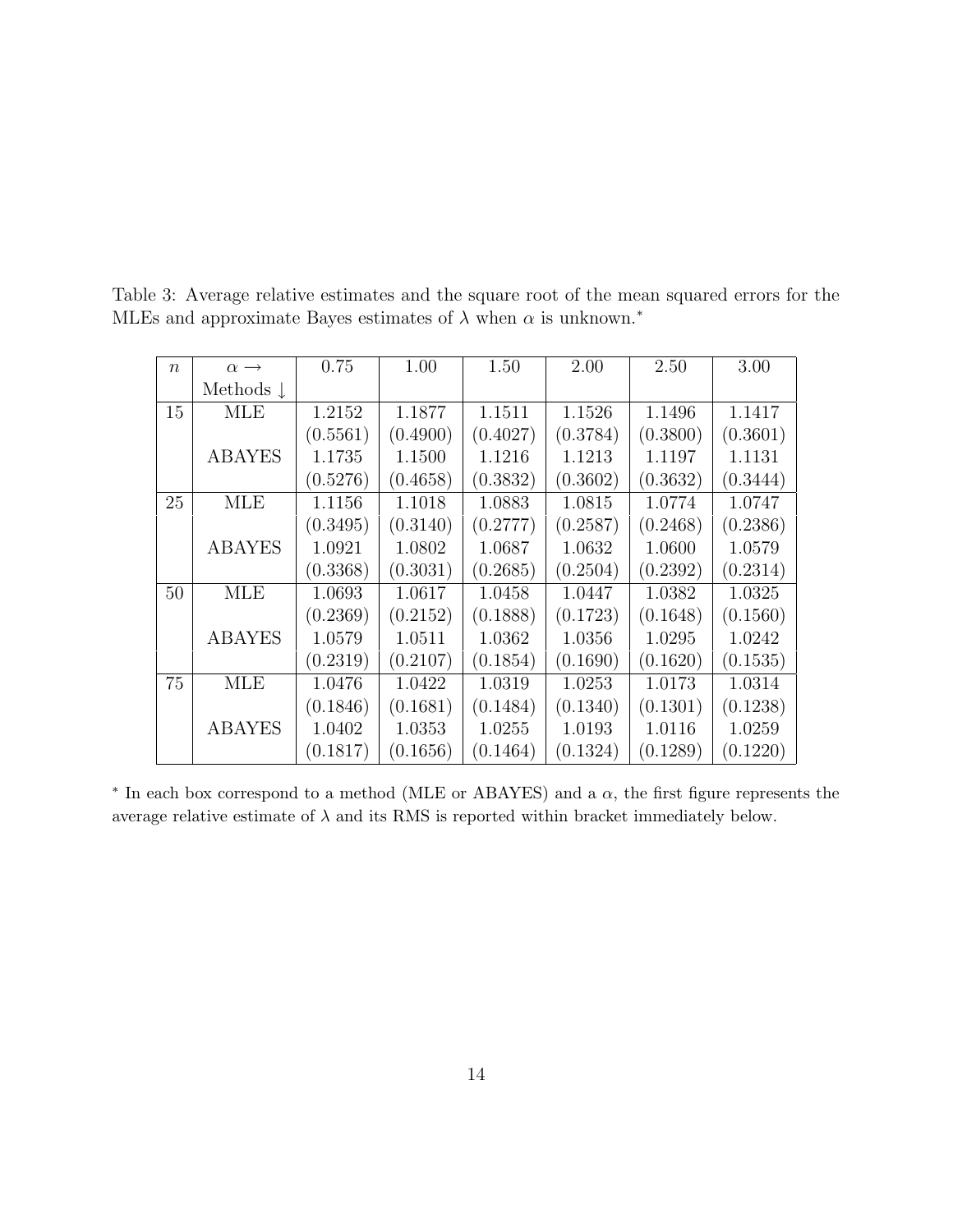Table 3: Average relative estimates and the square root of the mean squared errors for the MLEs and approximate Bayes estimates of $\lambda$ when $\alpha$ is unknown.*

| $n$ | $\alpha \rightarrow$ Methods $\downarrow$ | 0.75 | 1.00 | 1.50 | 2.00 | 2.50 | 3.00 |
|---|---|---|---|---|---|---|---|
| 15 | MLE | 1.2152 | 1.1877 | 1.1511 | 1.1526 | 1.1496 | 1.1417 |
| | | (0.5561) | (0.4900) | (0.4027) | (0.3784) | (0.3800) | (0.3601) |
| | ABAYES | 1.1735 | 1.1500 | 1.1216 | 1.1213 | 1.1197 | 1.1131 |
| | | (0.5276) | (0.4658) | (0.3832) | (0.3602) | (0.3632) | (0.3444) |
| 25 | MLE | 1.1156 | 1.1018 | 1.0883 | 1.0815 | 1.0774 | 1.0747 |
| | | (0.3495) | (0.3140) | (0.2777) | (0.2587) | (0.2468) | (0.2386) |
| | ABAYES | 1.0921 | 1.0802 | 1.0687 | 1.0632 | 1.0600 | 1.0579 |
| | | (0.3368) | (0.3031) | (0.2685) | (0.2504) | (0.2392) | (0.2314) |
| 50 | MLE | 1.0693 | 1.0617 | 1.0458 | 1.0447 | 1.0382 | 1.0325 |
| | | (0.2369) | (0.2152) | (0.1888) | (0.1723) | (0.1648) | (0.1560) |
| | ABAYES | 1.0579 | 1.0511 | 1.0362 | 1.0356 | 1.0295 | 1.0242 |
| | | (0.2319) | (0.2107) | (0.1854) | (0.1690) | (0.1620) | (0.1535) |
| 75 | MLE | 1.0476 | 1.0422 | 1.0319 | 1.0253 | 1.0173 | 1.0314 |
| | | (0.1846) | (0.1681) | (0.1484) | (0.1340) | (0.1301) | (0.1238) |
| | ABAYES | 1.0402 | 1.0353 | 1.0255 | 1.0193 | 1.0116 | 1.0259 |
| | | (0.1817) | (0.1656) | (0.1464) | (0.1324) | (0.1289) | (0.1220) |

* In each box correspond to a method (MLE or ABAYES) and a $\alpha$, the first figure represents the average relative estimate of $\lambda$ and its RMS is reported within bracket immediately below.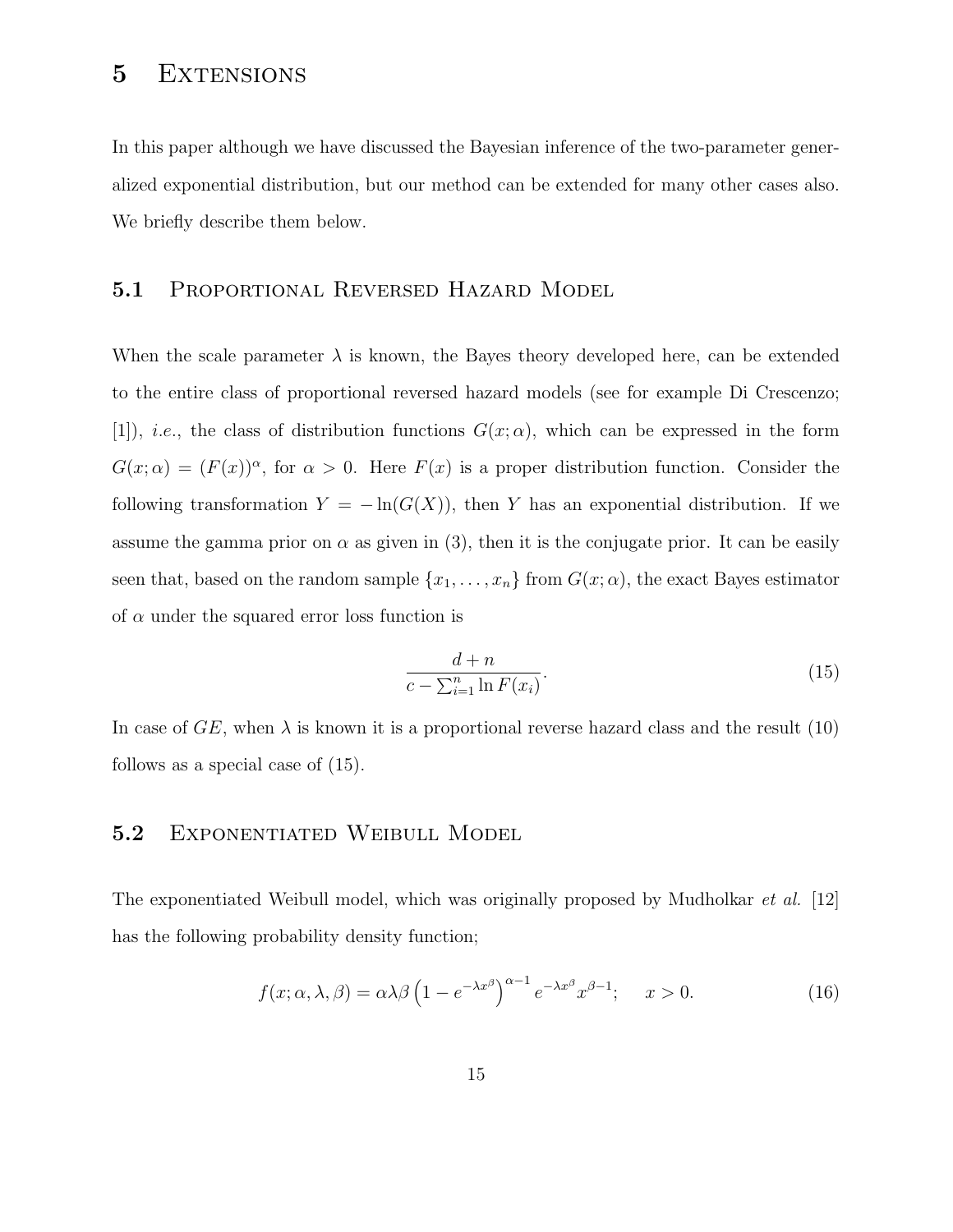# 5 Extensions

In this paper although we have discussed the Bayesian inference of the two-parameter generalized exponential distribution, but our method can be extended for many other cases also. We briefly describe them below.

## 5.1 Proportional Reversed Hazard Model

When the scale parameter $\lambda$ is known, the Bayes theory developed here, can be extended to the entire class of proportional reversed hazard models (see for example Di Crescenzo; [1]), *i.e.*, the class of distribution functions $G(x;\alpha)$, which can be expressed in the form $G(x;\alpha) = (F(x))^{\alpha}$, for $\alpha > 0$. Here $F(x)$ is a proper distribution function. Consider the following transformation $Y = -\ln(G(X))$, then $Y$ has an exponential distribution. If we assume the gamma prior on $\alpha$ as given in (3), then it is the conjugate prior. It can be easily seen that, based on the random sample $\{x_1, \ldots, x_n\}$ from $G(x;\alpha)$, the exact Bayes estimator of $\alpha$ under the squared error loss function is

$$\frac{d+n}{c - \sum_{i=1}^{n} \ln F(x_i)}. \tag{15}$$

In case of $GE$, when $\lambda$ is known it is a proportional reverse hazard class and the result (10) follows as a special case of (15).

## 5.2 Exponentiated Weibull Model

The exponentiated Weibull model, which was originally proposed by Mudholkar *et al.* [12] has the following probability density function;

$$f(x;\alpha,\lambda,\beta) = \alpha\lambda\beta \left(1 - e^{-\lambda x^{\beta}}\right)^{\alpha-1} e^{-\lambda x^{\beta}} x^{\beta-1}; \quad x > 0. \tag{16}$$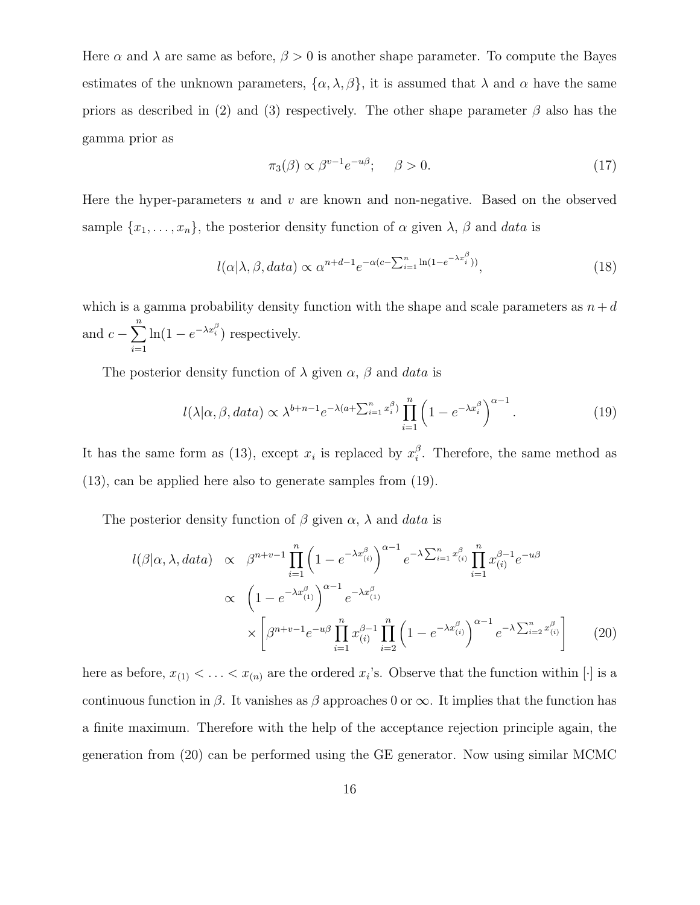Here $\alpha$ and $\lambda$ are same as before, $\beta > 0$ is another shape parameter. To compute the Bayes estimates of the unknown parameters, $\{\alpha, \lambda, \beta\}$, it is assumed that $\lambda$ and $\alpha$ have the same priors as described in (2) and (3) respectively. The other shape parameter $\beta$ also has the gamma prior as

$$\pi_3(\beta) \propto \beta^{v-1} e^{-u\beta}; \qquad \beta > 0. \tag{17}$$

Here the hyper-parameters $u$ and $v$ are known and non-negative. Based on the observed sample $\{x_1, \ldots, x_n\}$, the posterior density function of $\alpha$ given $\lambda$, $\beta$ and *data* is

$$l(\alpha|\lambda, \beta, data) \propto \alpha^{n+d-1} e^{-\alpha(c - \sum_{i=1}^n \ln(1-e^{-\lambda x_i^\beta}))}, \tag{18}$$

which is a gamma probability density function with the shape and scale parameters as $n+d$ and $c - \sum_{i=1}^n \ln(1-e^{-\lambda x_i^\beta})$ respectively.

The posterior density function of $\lambda$ given $\alpha$, $\beta$ and *data* is

$$l(\lambda|\alpha, \beta, data) \propto \lambda^{b+n-1} e^{-\lambda(a + \sum_{i=1}^n x_i^\beta)} \prod_{i=1}^n \left(1 - e^{-\lambda x_i^\beta}\right)^{\alpha-1}. \tag{19}$$

It has the same form as (13), except $x_i$ is replaced by $x_i^\beta$. Therefore, the same method as (13), can be applied here also to generate samples from (19).

The posterior density function of $\beta$ given $\alpha$, $\lambda$ and *data* is

$$\begin{aligned} l(\beta|\alpha, \lambda, data) &\propto \beta^{n+v-1} \prod_{i=1}^n \left(1 - e^{-\lambda x_{(i)}^\beta}\right)^{\alpha-1} e^{-\lambda \sum_{i=1}^n x_{(i)}^\beta} \prod_{i=1}^n x_{(i)}^{\beta-1} e^{-u\beta} \\ &\propto \left(1 - e^{-\lambda x_{(1)}^\beta}\right)^{\alpha-1} e^{-\lambda x_{(1)}^\beta} \\ &\quad \times \left[\beta^{n+v-1} e^{-u\beta} \prod_{i=1}^n x_{(i)}^{\beta-1} \prod_{i=2}^n \left(1 - e^{-\lambda x_{(i)}^\beta}\right)^{\alpha-1} e^{-\lambda \sum_{i=2}^n x_{(i)}^\beta}\right] \end{aligned} \tag{20}$$

here as before, $x_{(1)} < \ldots < x_{(n)}$ are the ordered $x_i$'s. Observe that the function within $[\cdot]$ is a continuous function in $\beta$. It vanishes as $\beta$ approaches 0 or $\infty$. It implies that the function has a finite maximum. Therefore with the help of the acceptance rejection principle again, the generation from (20) can be performed using the GE generator. Now using similar MCMC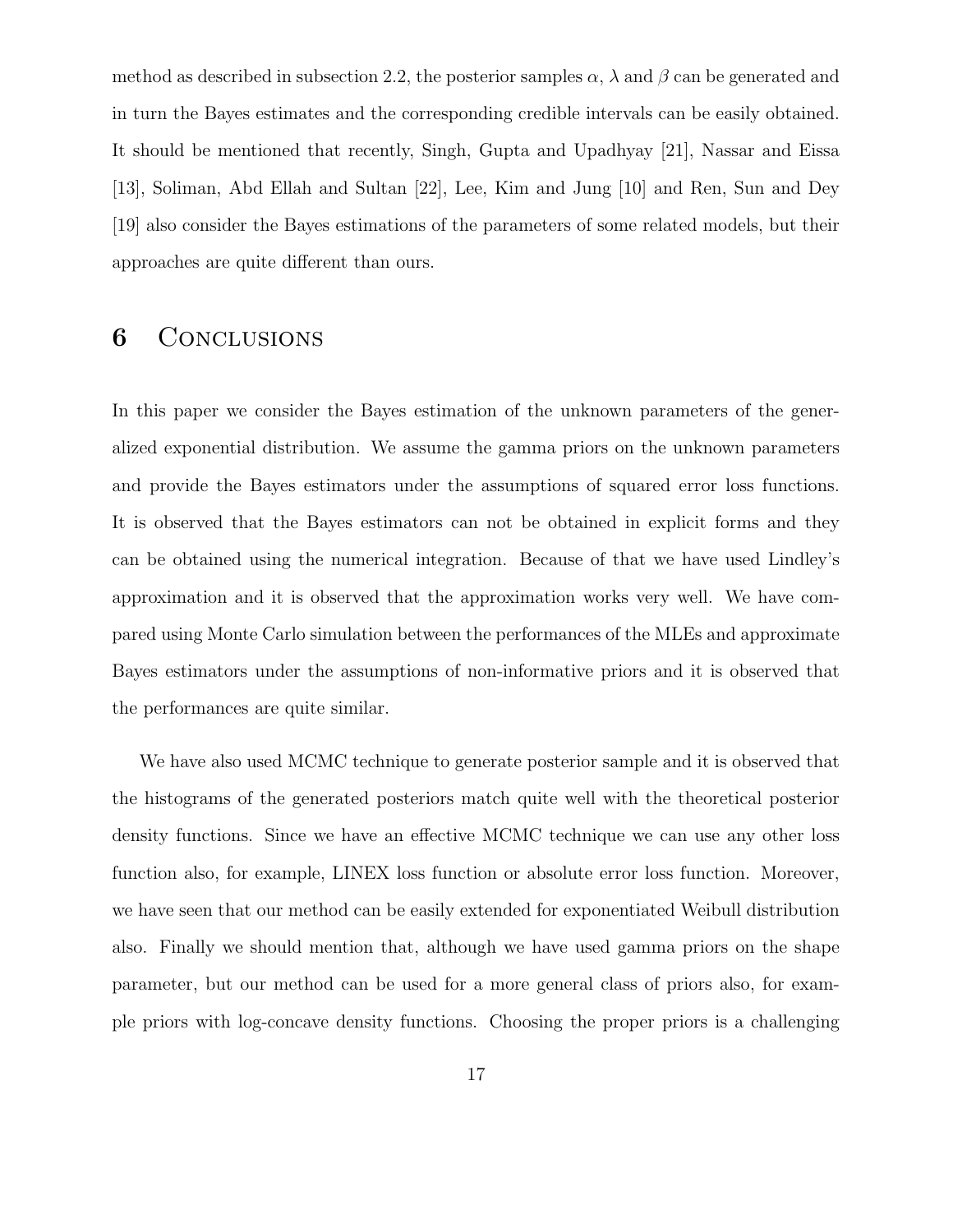method as described in subsection 2.2, the posterior samples $\alpha$, $\lambda$ and $\beta$ can be generated and in turn the Bayes estimates and the corresponding credible intervals can be easily obtained. It should be mentioned that recently, Singh, Gupta and Upadhyay [21], Nassar and Eissa [13], Soliman, Abd Ellah and Sultan [22], Lee, Kim and Jung [10] and Ren, Sun and Dey [19] also consider the Bayes estimations of the parameters of some related models, but their approaches are quite different than ours.

## 6 Conclusions

In this paper we consider the Bayes estimation of the unknown parameters of the generalized exponential distribution. We assume the gamma priors on the unknown parameters and provide the Bayes estimators under the assumptions of squared error loss functions. It is observed that the Bayes estimators can not be obtained in explicit forms and they can be obtained using the numerical integration. Because of that we have used Lindley's approximation and it is observed that the approximation works very well. We have compared using Monte Carlo simulation between the performances of the MLEs and approximate Bayes estimators under the assumptions of non-informative priors and it is observed that the performances are quite similar.

We have also used MCMC technique to generate posterior sample and it is observed that the histograms of the generated posteriors match quite well with the theoretical posterior density functions. Since we have an effective MCMC technique we can use any other loss function also, for example, LINEX loss function or absolute error loss function. Moreover, we have seen that our method can be easily extended for exponentiated Weibull distribution also. Finally we should mention that, although we have used gamma priors on the shape parameter, but our method can be used for a more general class of priors also, for example priors with log-concave density functions. Choosing the proper priors is a challenging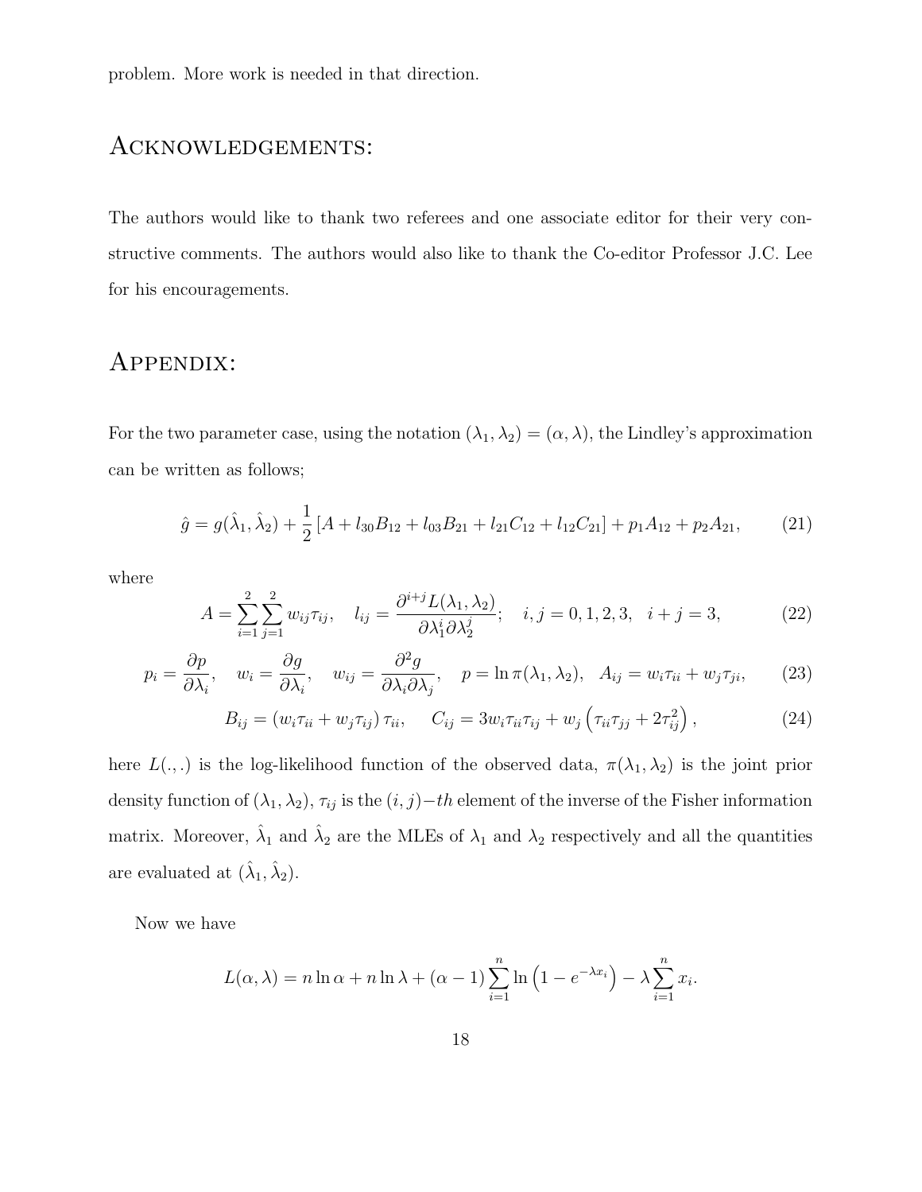problem. More work is needed in that direction.

## Acknowledgements:

The authors would like to thank two referees and one associate editor for their very constructive comments. The authors would also like to thank the Co-editor Professor J.C. Lee for his encouragements.

## Appendix:

For the two parameter case, using the notation $(\lambda_1, \lambda_2) = (\alpha, \lambda)$, the Lindley's approximation can be written as follows;

$$\hat{g} = g(\hat{\lambda}_1, \hat{\lambda}_2) + \frac{1}{2}\left[A + l_{30}B_{12} + l_{03}B_{21} + l_{21}C_{12} + l_{12}C_{21}\right] + p_1 A_{12} + p_2 A_{21}, \tag{21}$$

where

$$A = \sum_{i=1}^{2}\sum_{j=1}^{2} w_{ij}\tau_{ij}, \quad l_{ij} = \frac{\partial^{i+j} L(\lambda_1, \lambda_2)}{\partial \lambda_1^i \partial \lambda_2^j}; \quad i, j = 0, 1, 2, 3, \quad i + j = 3, \tag{22}$$

$$p_i = \frac{\partial p}{\partial \lambda_i}, \quad w_i = \frac{\partial g}{\partial \lambda_i}, \quad w_{ij} = \frac{\partial^2 g}{\partial \lambda_i \partial \lambda_j}, \quad p = \ln \pi(\lambda_1, \lambda_2), \quad A_{ij} = w_i\tau_{ii} + w_j\tau_{ji}, \tag{23}$$

$$B_{ij} = (w_i\tau_{ii} + w_j\tau_{ij})\,\tau_{ii}, \qquad C_{ij} = 3w_i\tau_{ii}\tau_{ij} + w_j\left(\tau_{ii}\tau_{jj} + 2\tau_{ij}^2\right), \tag{24}$$

here $L(.,.)$ is the log-likelihood function of the observed data, $\pi(\lambda_1, \lambda_2)$ is the joint prior density function of $(\lambda_1, \lambda_2)$, $\tau_{ij}$ is the $(i,j)-th$ element of the inverse of the Fisher information matrix. Moreover, $\hat{\lambda}_1$ and $\hat{\lambda}_2$ are the MLEs of $\lambda_1$ and $\lambda_2$ respectively and all the quantities are evaluated at $(\hat{\lambda}_1, \hat{\lambda}_2)$.

Now we have

$$L(\alpha, \lambda) = n \ln \alpha + n \ln \lambda + (\alpha - 1)\sum_{i=1}^{n} \ln\left(1 - e^{-\lambda x_i}\right) - \lambda \sum_{i=1}^{n} x_i.$$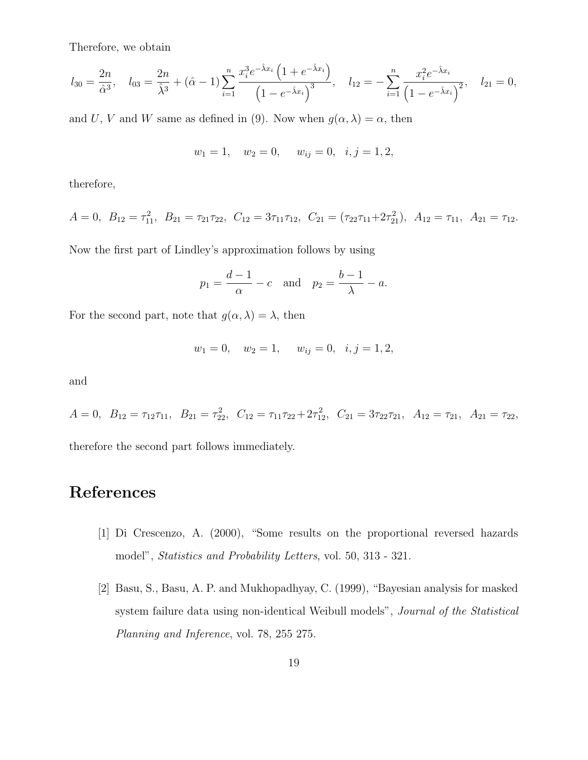Therefore, we obtain

$$l_{30} = \frac{2n}{\hat{\alpha}^3}, \quad l_{03} = \frac{2n}{\hat{\lambda}^3} + (\hat{\alpha} - 1)\sum_{i=1}^{n} \frac{x_i^3 e^{-\hat{\lambda} x_i}\left(1 + e^{-\hat{\lambda} x_i}\right)}{\left(1 - e^{-\hat{\lambda} x_i}\right)^3}, \quad l_{12} = -\sum_{i=1}^{n} \frac{x_i^2 e^{-\hat{\lambda} x_i}}{\left(1 - e^{-\hat{\lambda} x_i}\right)^2}, \quad l_{21} = 0,$$

and $U$, $V$ and $W$ same as defined in (9). Now when $g(\alpha, \lambda) = \alpha$, then

$$w_1 = 1, \quad w_2 = 0, \quad w_{ij} = 0, \quad i, j = 1, 2,$$

therefore,

$$A = 0, \ B_{12} = \tau_{11}^2, \ B_{21} = \tau_{21}\tau_{22}, \ C_{12} = 3\tau_{11}\tau_{12}, \ C_{21} = (\tau_{22}\tau_{11} + 2\tau_{21}^2), \ A_{12} = \tau_{11}, \ A_{21} = \tau_{12}.$$

Now the first part of Lindley's approximation follows by using

$$p_1 = \frac{d-1}{\alpha} - c \quad \text{and} \quad p_2 = \frac{b-1}{\lambda} - a.$$

For the second part, note that $g(\alpha, \lambda) = \lambda$, then

$$w_1 = 0, \quad w_2 = 1, \quad w_{ij} = 0, \quad i, j = 1, 2,$$

and

$$A = 0, \ B_{12} = \tau_{12}\tau_{11}, \ B_{21} = \tau_{22}^2, \ C_{12} = \tau_{11}\tau_{22} + 2\tau_{12}^2, \ C_{21} = 3\tau_{22}\tau_{21}, \ A_{12} = \tau_{21}, \ A_{21} = \tau_{22},$$

therefore the second part follows immediately.

# References

[1] Di Crescenzo, A. (2000), "Some results on the proportional reversed hazards model", *Statistics and Probability Letters*, vol. 50, 313 - 321.

[2] Basu, S., Basu, A. P. and Mukhopadhyay, C. (1999), "Bayesian analysis for masked system failure data using non-identical Weibull models", *Journal of the Statistical Planning and Inference*, vol. 78, 255 275.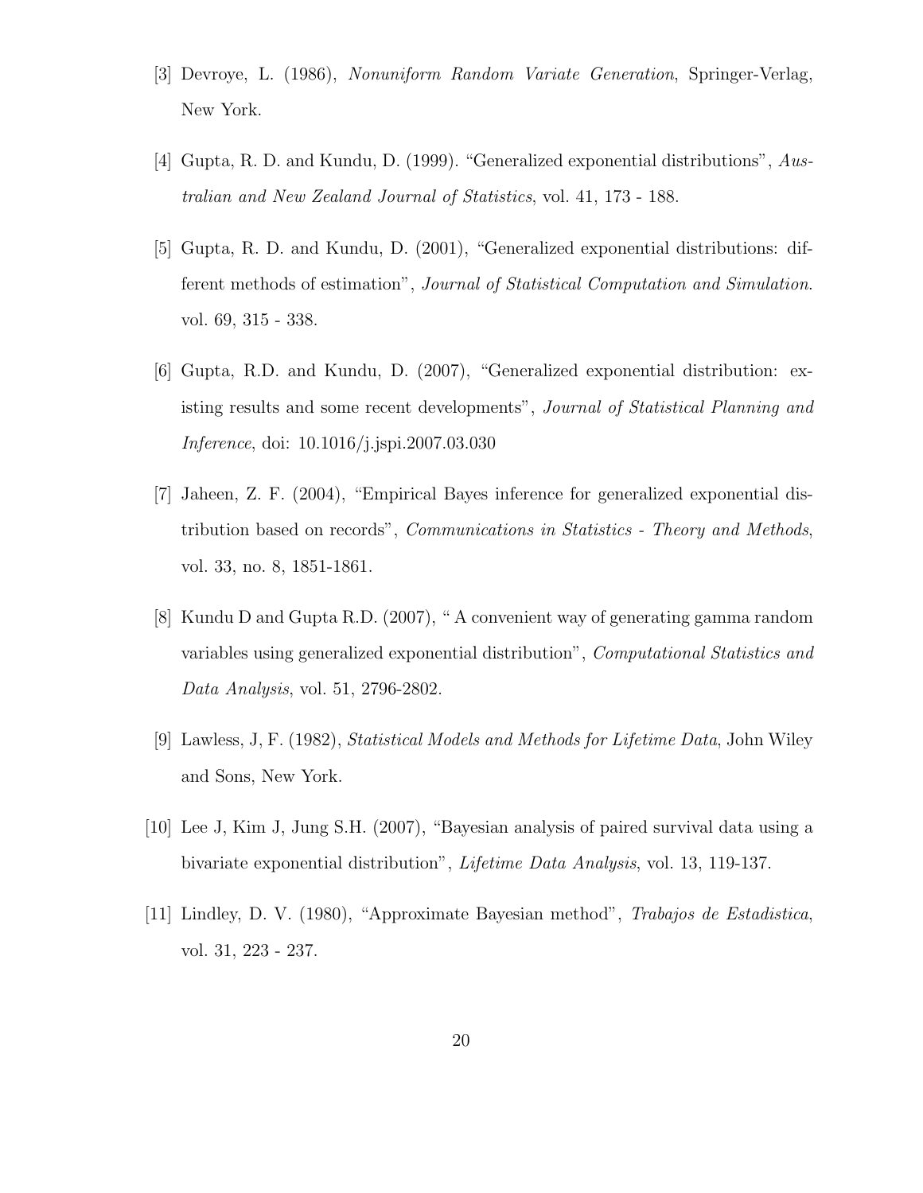[3] Devroye, L. (1986), *Nonuniform Random Variate Generation*, Springer-Verlag, New York.

[4] Gupta, R. D. and Kundu, D. (1999). "Generalized exponential distributions", *Australian and New Zealand Journal of Statistics*, vol. 41, 173 - 188.

[5] Gupta, R. D. and Kundu, D. (2001), "Generalized exponential distributions: different methods of estimation", *Journal of Statistical Computation and Simulation*. vol. 69, 315 - 338.

[6] Gupta, R.D. and Kundu, D. (2007), "Generalized exponential distribution: existing results and some recent developments", *Journal of Statistical Planning and Inference*, doi: 10.1016/j.jspi.2007.03.030

[7] Jaheen, Z. F. (2004), "Empirical Bayes inference for generalized exponential distribution based on records", *Communications in Statistics - Theory and Methods*, vol. 33, no. 8, 1851-1861.

[8] Kundu D and Gupta R.D. (2007), " A convenient way of generating gamma random variables using generalized exponential distribution", *Computational Statistics and Data Analysis*, vol. 51, 2796-2802.

[9] Lawless, J, F. (1982), *Statistical Models and Methods for Lifetime Data*, John Wiley and Sons, New York.

[10] Lee J, Kim J, Jung S.H. (2007), "Bayesian analysis of paired survival data using a bivariate exponential distribution", *Lifetime Data Analysis*, vol. 13, 119-137.

[11] Lindley, D. V. (1980), "Approximate Bayesian method", *Trabajos de Estadistica*, vol. 31, 223 - 237.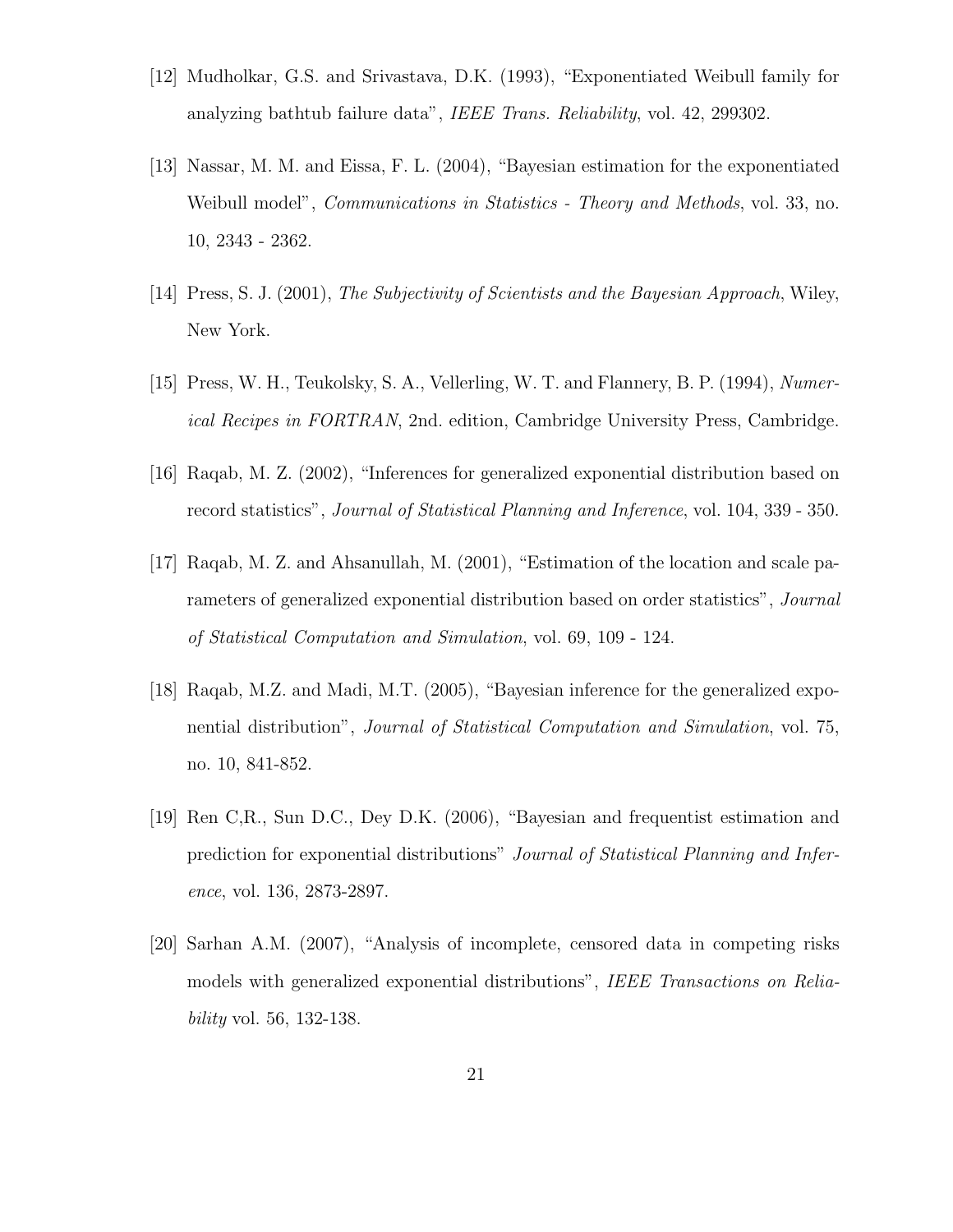[12] Mudholkar, G.S. and Srivastava, D.K. (1993), “Exponentiated Weibull family for analyzing bathtub failure data”, *IEEE Trans. Reliability*, vol. 42, 299302.

[13] Nassar, M. M. and Eissa, F. L. (2004), “Bayesian estimation for the exponentiated Weibull model”, *Communications in Statistics - Theory and Methods*, vol. 33, no. 10, 2343 - 2362.

[14] Press, S. J. (2001), *The Subjectivity of Scientists and the Bayesian Approach*, Wiley, New York.

[15] Press, W. H., Teukolsky, S. A., Vellerling, W. T. and Flannery, B. P. (1994), *Numerical Recipes in FORTRAN*, 2nd. edition, Cambridge University Press, Cambridge.

[16] Raqab, M. Z. (2002), “Inferences for generalized exponential distribution based on record statistics”, *Journal of Statistical Planning and Inference*, vol. 104, 339 - 350.

[17] Raqab, M. Z. and Ahsanullah, M. (2001), “Estimation of the location and scale parameters of generalized exponential distribution based on order statistics”, *Journal of Statistical Computation and Simulation*, vol. 69, 109 - 124.

[18] Raqab, M.Z. and Madi, M.T. (2005), “Bayesian inference for the generalized exponential distribution”, *Journal of Statistical Computation and Simulation*, vol. 75, no. 10, 841-852.

[19] Ren C,R., Sun D.C., Dey D.K. (2006), “Bayesian and frequentist estimation and prediction for exponential distributions” *Journal of Statistical Planning and Inference*, vol. 136, 2873-2897.

[20] Sarhan A.M. (2007), “Analysis of incomplete, censored data in competing risks models with generalized exponential distributions”, *IEEE Transactions on Reliability* vol. 56, 132-138.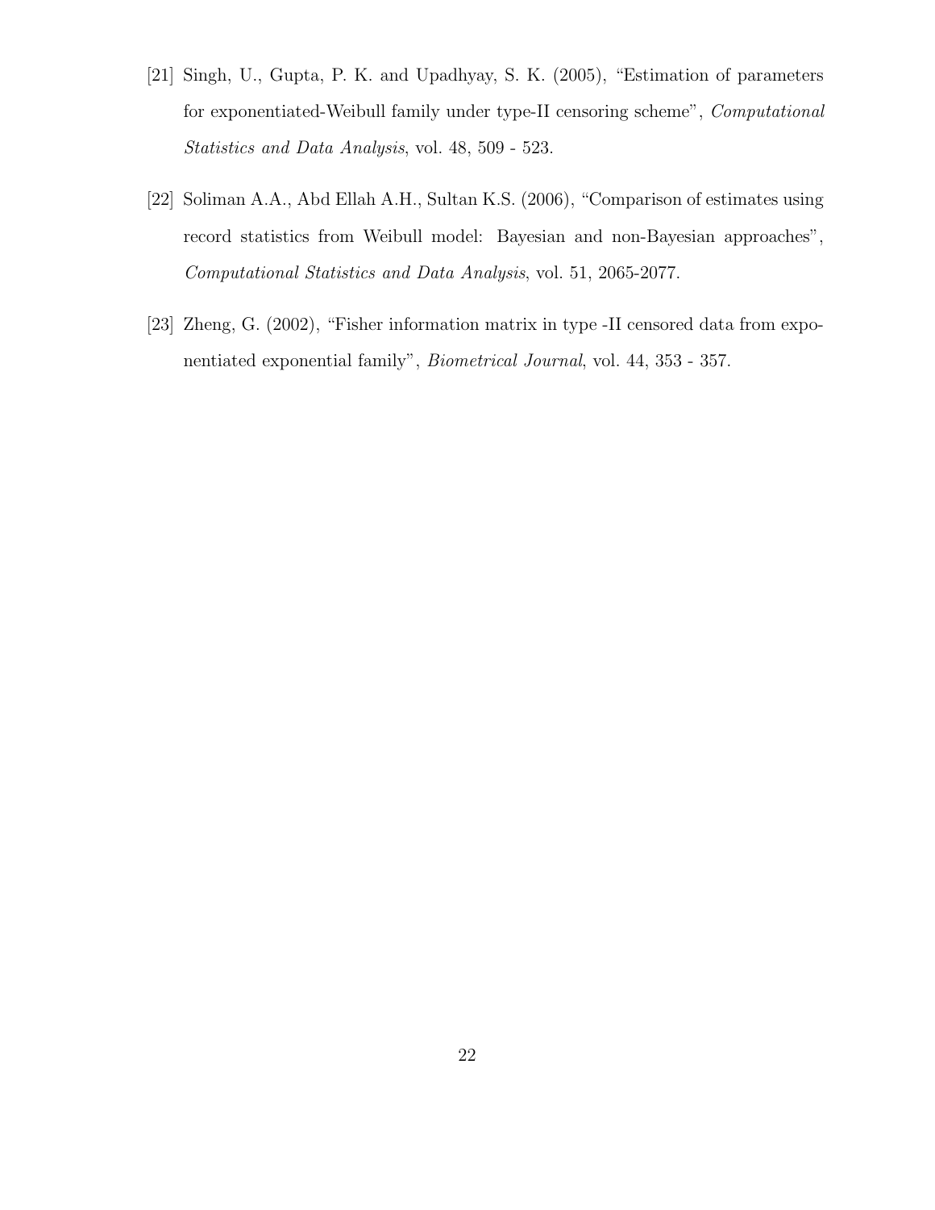[21] Singh, U., Gupta, P. K. and Upadhyay, S. K. (2005), "Estimation of parameters for exponentiated-Weibull family under type-II censoring scheme", *Computational Statistics and Data Analysis*, vol. 48, 509 - 523.

[22] Soliman A.A., Abd Ellah A.H., Sultan K.S. (2006), "Comparison of estimates using record statistics from Weibull model: Bayesian and non-Bayesian approaches", *Computational Statistics and Data Analysis*, vol. 51, 2065-2077.

[23] Zheng, G. (2002), "Fisher information matrix in type -II censored data from exponentiated exponential family", *Biometrical Journal*, vol. 44, 353 - 357.